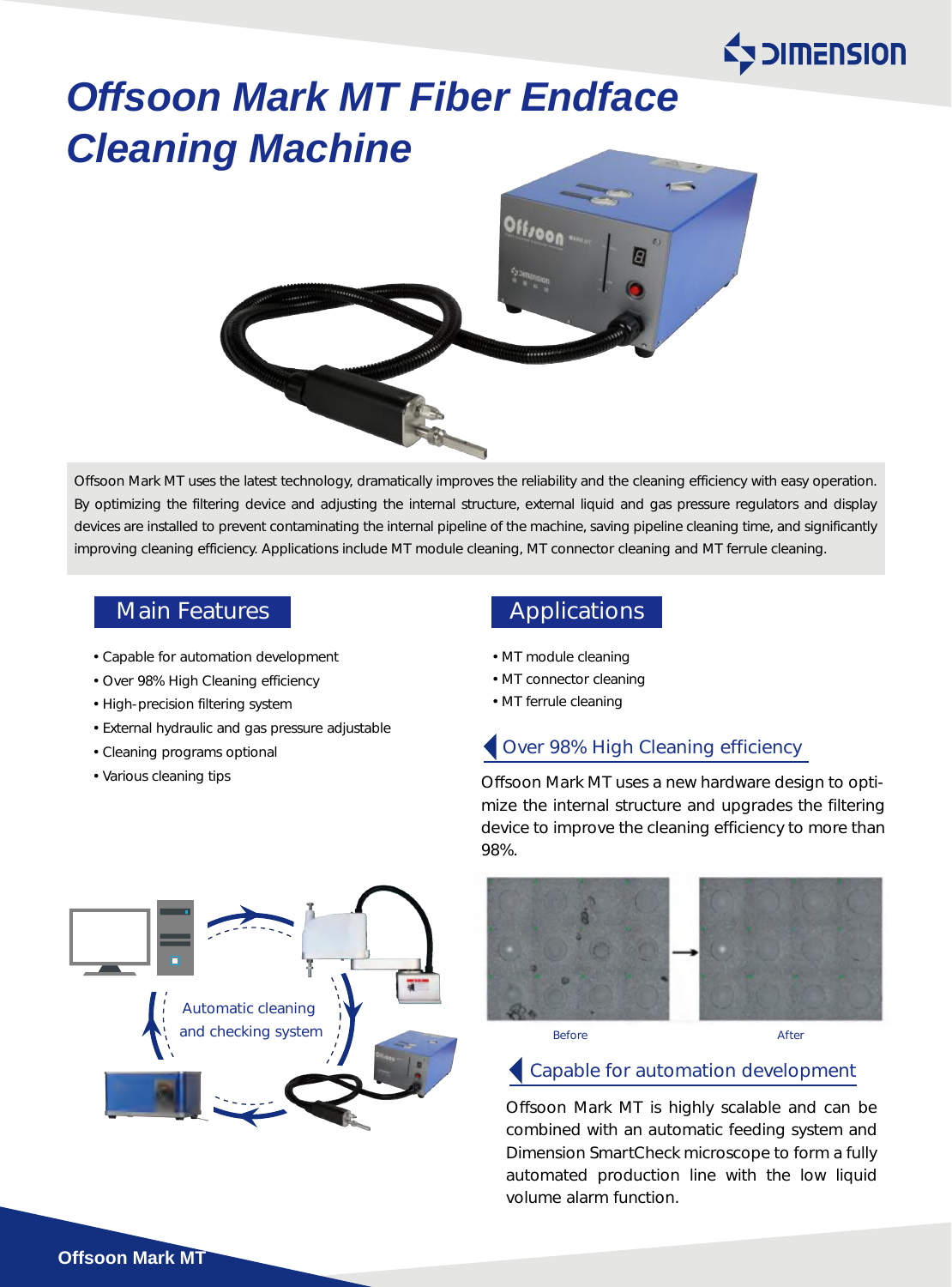# Offsoon Mark MT Fiber Endface Cleaning Machine

Offsoon Mark MT uses the latest technology, dramatically improves the reliability and the cleaning efficiency with easy operation. By optimizing the filtering device and adjusting the internal structure, external liquid and gas pressure regulators and display devices are installed to prevent contaminating the internal pipeline of the machine, saving pipeline cleaning time, and significantly improving cleaning efficiency. Applications include MT module cleaning, MT connector cleaning and MT ferrule cleaning.

## Main Features

- Capable for automation development
- Over 98% High Cleaning efficiency
- High-precision filtering system
- External hydraulic and gas pressure adjustable
- Cleaning programs optional
- Various cleaning tips

Automatic cleaning and checking system

## Applications

- MT module cleaning
- MT connector cleaning
- MT ferrule cleaning

### Over 98% High Cleaning efficiency

Offsoon Mark MT uses a new hardware design to optimize the internal structure and upgrades the filtering device to improve the cleaning efficiency to more than 98%.

Before After

### Capable for automation development

Offsoon Mark MT is highly scalable and can be combined with an automatic feeding system and Dimension SmartCheck microscope to form a fully automated production line with the low liquid volume alarm function.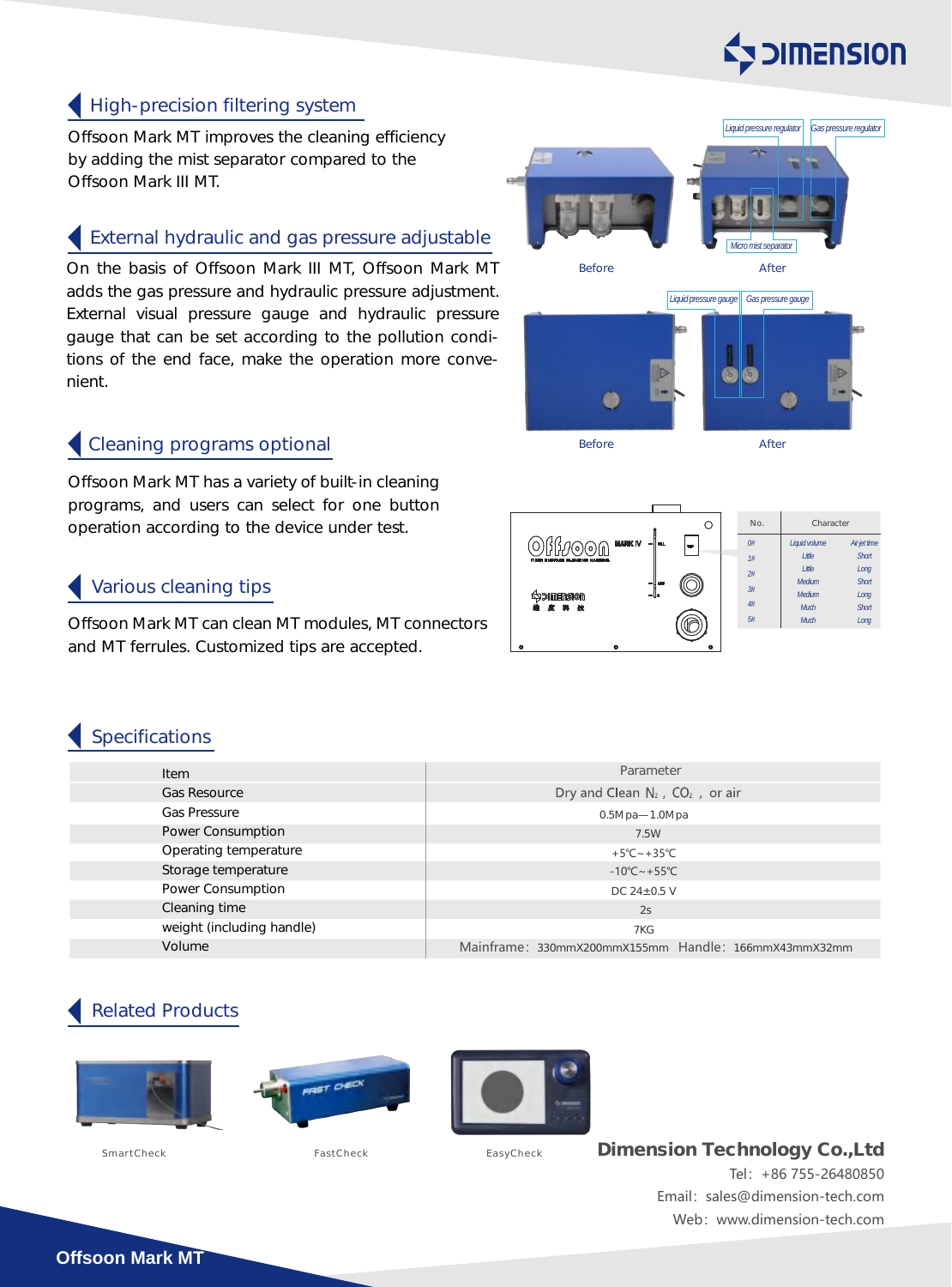## High-precision filtering system

Offsoon Mark MT improves the cleaning efficiency by adding the mist separator compared to the Offsoon Mark III MT.

## External hydraulic and gas pressure adjustable

On the basis of Offsoon Mark III MT, Offsoon Mark MT adds the gas pressure and hydraulic pressure adjustment. External visual pressure gauge and hydraulic pressure gauge that can be set according to the pollution conditions of the end face, make the operation more convenient.

Liquid pressure regulator | Gas pressure regulator | Micro mist separator

Before | After

Liquid pressure gauge | Gas pressure gauge

Before | After

## Cleaning programs optional

Offsoon Mark MT has a variety of built-in cleaning programs, and users can select for one button operation according to the device under test.

| No. | Character | |
|---|---|---|
| 0# | Liquid volume | Air jet time |
| 1# | Little | Short |
| 2# | Little | Long |
| 3# | Medium | Short |
| 3# | Medium | Long |
| 4# | Much | Short |
| 5# | Much | Long |

## Various cleaning tips

Offsoon Mark MT can clean MT modules, MT connectors and MT ferrules. Customized tips are accepted.

## Specifications

| Item | Parameter |
|---|---|
| Gas Resource | Dry and Clean $N_2$ , $CO_2$ , or air |
| Gas Pressure | 0.5Mpa—1.0Mpa |
| Power Consumption | 7.5W |
| Operating temperature | +5℃~+35℃ |
| Storage temperature | -10℃~+55℃ |
| Power Consumption | DC 24±0.5 V |
| Cleaning time | 2s |
| weight (including handle) | 7KG |
| Volume | Mainframe: 330mmX200mmX155mm Handle: 166mmX43mmX32mm |

## Related Products

SmartCheck

FastCheck

EasyCheck

**Dimension Technology Co.,Ltd**

Tel: +86 755-26480850

Email: sales@dimension-tech.com

Web: www.dimension-tech.com